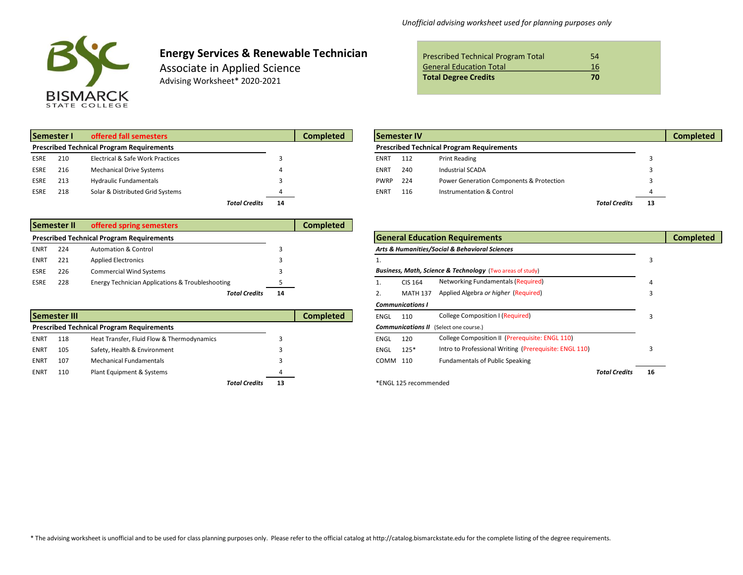*Unofficial advising worksheet used for planning purposes only*

# Energy Services & Renewable Technician

## Associate in Applied Science

Advising Worksheet* 2020-2021

| | |
|---|---|
| Prescribed Technical Program Total | 54 |
| General Education Total | 16 |
| **Total Degree Credits** | **70** |

### Semester I — offered fall semesters

**Prescribed Technical Program Requirements**

| Course | No. | Title | Credits | Completed |
|---|---|---|---|---|
| ESRE | 210 | Electrical & Safe Work Practices | 3 | |
| ESRE | 216 | Mechanical Drive Systems | 4 | |
| ESRE | 213 | Hydraulic Fundamentals | 3 | |
| ESRE | 218 | Solar & Distributed Grid Systems | 4 | |
| | | ***Total Credits*** | **14** | |

### Semester II — offered spring semesters

**Prescribed Technical Program Requirements**

| Course | No. | Title | Credits | Completed |
|---|---|---|---|---|
| ENRT | 224 | Automation & Control | 3 | |
| ENRT | 221 | Applied Electronics | 3 | |
| ESRE | 226 | Commercial Wind Systems | 3 | |
| ESRE | 228 | Energy Technician Applications & Troubleshooting | 5 | |
| | | ***Total Credits*** | **14** | |

### Semester III

**Prescribed Technical Program Requirements**

| Course | No. | Title | Credits | Completed |
|---|---|---|---|---|
| ENRT | 118 | Heat Transfer, Fluid Flow & Thermodynamics | 3 | |
| ENRT | 105 | Safety, Health & Environment | 3 | |
| ENRT | 107 | Mechanical Fundamentals | 3 | |
| ENRT | 110 | Plant Equipment & Systems | 4 | |
| | | ***Total Credits*** | **13** | |

### Semester IV

**Prescribed Technical Program Requirements**

| Course | No. | Title | Credits | Completed |
|---|---|---|---|---|
| ENRT | 112 | Print Reading | 3 | |
| ENRT | 240 | Industrial SCADA | 3 | |
| PWRP | 224 | Power Generation Components & Protection | 3 | |
| ENRT | 116 | Instrumentation & Control | 4 | |
| | | ***Total Credits*** | **13** | |

### General Education Requirements

| Course | No. | Title | Credits | Completed |
|---|---|---|---|---|
| ***Arts & Humanities/Social & Behavioral Sciences*** | | | | |
| 1. | | | 3 | |
| ***Business, Math, Science & Technology*** (Two areas of study) | | | | |
| 1. | CIS 164 | Networking Fundamentals (Required) | 4 | |
| 2. | MATH 137 | Applied Algebra *or higher* (Required) | 3 | |
| ***Communications I*** | | | | |
| ENGL | 110 | College Composition I (Required) | 3 | |
| ***Communications II*** (Select one course.) | | | | |
| ENGL | 120 | College Composition II (Prerequisite: ENGL 110) | | |
| ENGL | 125* | Intro to Professional Writing (Prerequisite: ENGL 110) | 3 | |
| COMM | 110 | Fundamentals of Public Speaking | | |
| | | ***Total Credits*** | **16** | |

*ENGL 125 recommended

* The advising worksheet is unofficial and to be used for class planning purposes only. Please refer to the official catalog at http://catalog.bismarckstate.edu for the complete listing of the degree requirements.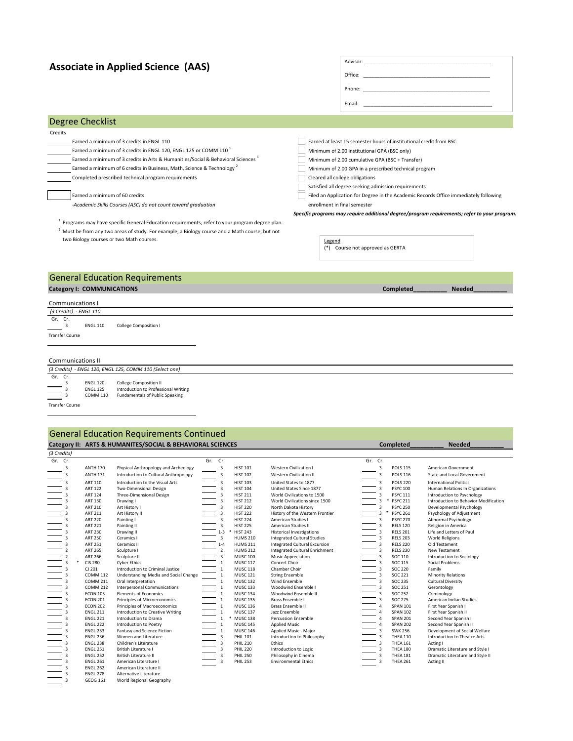# Associate in Applied Science (AAS)

Advisor: ______________________

Office: ______________________

Phone: ______________________

Email: ______________________

## Degree Checklist

Credits

- ______ Earned a minimum of 3 credits in ENGL 110
- ______ Earned a minimum of 3 credits in ENGL 120, ENGL 125 or COMM 110 [1]
- ______ Earned a minimum of 3 credits in Arts & Humanities/Social & Behavioral Sciences [1]
- ______ Earned a minimum of 6 credits in Business, Math, Science & Technology [2]
- ______ Completed prescribed technical program requirements

- ______ Earned a minimum of 60 credits

*-Academic Skills Courses (ASC) do not count toward graduation*

- ☐ Earned at least 15 semester hours of institutional credit from BSC
- ☐ Minimum of 2.00 institutional GPA (BSC only)
- ☐ Minimum of 2.00 cumulative GPA (BSC + Transfer)
- ☐ Minimum of 2.00 GPA in a prescribed technical program
- ☐ Cleared all college obligations
- ☐ Satisfied all degree seeking admission requirements
- ☐ Filed an Application for Degree in the Academic Records Office immediately following enrollment in final semester

***Specific programs may require additional degree/program requirements; refer to your program.***

[1] Programs may have specific General Education requirements; refer to your program degree plan.

[2] Must be from any two areas of study. For example, a Biology course and a Math course, but not two Biology courses or two Math courses.

Legend
(*) Course not approved as GERTA

## General Education Requirements

### Category I: COMMUNICATIONS

Completed__________ Needed__________

#### Communications I

*(3 Credits) - ENGL 110*

| Gr. | Cr. | Course | Title |
|---|---|---|---|
| ____ | 3 | ENGL 110 | College Composition I |

Transfer Course ______________________

#### Communications II

*(3 Credits) - ENGL 120, ENGL 125, COMM 110 (Select one)*

| Gr. | Cr. | Course | Title |
|---|---|---|---|
| ____ | 3 | ENGL 120 | College Composition II |
| ____ | 3 | ENGL 125 | Introduction to Professional Writing |
| ____ | 3 | COMM 110 | Fundamentals of Public Speaking |

Transfer Course ______________________

## General Education Requirements Continued

### Category II: ARTS & HUMANITES/SOCIAL & BEHAVIORAL SCIENCES

Completed__________ Needed__________

*(3 Credits)*

| Gr. | Cr. | Course | Title |
|---|---|---|---|
| ____ | 3 | ANTH 170 | Physical Anthropology and Archeology |
| ____ | 3 | ANTH 171 | Introduction to Cultural Anthropology |
| ____ | 3 | ART 110 | Introduction to the Visual Arts |
| ____ | 3 | ART 122 | Two-Dimensional Design |
| ____ | 3 | ART 124 | Three-Dimensional Design |
| ____ | 3 | ART 130 | Drawing I |
| ____ | 3 | ART 210 | Art History I |
| ____ | 3 | ART 211 | Art History II |
| ____ | 3 | ART 220 | Painting I |
| ____ | 3 | ART 221 | Painting II |
| ____ | 3 | ART 230 | Drawing II |
| ____ | 3 | ART 250 | Ceramics I |
| ____ | 3 | ART 251 | Ceramics II |
| ____ | 2 | ART 265 | Sculpture I |
| ____ | 2 | ART 266 | Sculpture II |
| ____ | 3 * | CIS 280 | Cyber Ethics |
| ____ | 3 | CJ 201 | Introduction to Criminal Justice |
| ____ | 3 | COMM 112 | Understanding Media and Social Change |
| ____ | 3 | COMM 211 | Oral Interpretation |
| ____ | 3 | COMM 212 | Interpersonal Communications |
| ____ | 3 | ECON 105 | Elements of Economics |
| ____ | 3 | ECON 201 | Principles of Microeconomics |
| ____ | 3 | ECON 202 | Principles of Macroeconomics |
| ____ | 3 | ENGL 211 | Introduction to Creative Writing |
| ____ | 3 | ENGL 221 | Introduction to Drama |
| ____ | 3 | ENGL 222 | Introduction to Poetry |
| ____ | 3 | ENGL 233 | Fantasy and Science Fiction |
| ____ | 3 | ENGL 236 | Women and Literature |
| ____ | 3 | ENGL 238 | Children's Literature |
| ____ | 3 | ENGL 251 | British Literature I |
| ____ | 3 | ENGL 252 | British Literature II |
| ____ | 3 | ENGL 261 | American Literature I |
| ____ | 3 | ENGL 262 | American Literature II |
| ____ | 3 | ENGL 278 | Alternative Literature |
| ____ | 3 | GEOG 161 | World Regional Geography |
| ____ | 3 | HIST 101 | Western Civilization I |
| ____ | 3 | HIST 102 | Western Civilization II |
| ____ | 3 | HIST 103 | United States to 1877 |
| ____ | 3 | HIST 104 | United States Since 1877 |
| ____ | 3 | HIST 211 | World Civilizations to 1500 |
| ____ | 3 | HIST 212 | World Civilizations since 1500 |
| ____ | 3 | HIST 220 | North Dakota History |
| ____ | 3 | HIST 222 | History of the Western Frontier |
| ____ | 3 | HIST 224 | American Studies I |
| ____ | 3 | HIST 225 | American Studies II |
| ____ | 1-3 * | HIST 243 | Historical Investigations |
| ____ | 3 | HUMS 210 | Integrated Cultural Studies |
| ____ | 1-4 | HUMS 211 | Integrated Cultural Excursion |
| ____ | 2 | HUMS 212 | Integrated Cultural Enrichment |
| ____ | 3 | MUSC 100 | Music Appreciation |
| ____ | 1 | MUSC 117 | Concert Choir |
| ____ | 1 | MUSC 118 | Chamber Choir |
| ____ | 1 | MUSC 121 | String Ensemble |
| ____ | 1 | MUSC 132 | Wind Ensemble |
| ____ | 1 | MUSC 133 | Woodwind Ensemble I |
| ____ | 1 | MUSC 134 | Woodwind Ensemble II |
| ____ | 1 | MUSC 135 | Brass Ensemble I |
| ____ | 1 | MUSC 136 | Brass Ensemble II |
| ____ | 1 | MUSC 137 | Jazz Ensemble |
| ____ | 1 * | MUSC 138 | Percussion Ensemble |
| ____ | 1 | MUSC 145 | Applied Music |
| ____ | 1 | MUSC 146 | Applied Music - Major |
| ____ | 3 | PHIL 101 | Introduction to Philosophy |
| ____ | 3 | PHIL 210 | Ethics |
| ____ | 3 | PHIL 220 | Introduction to Logic |
| ____ | 3 | PHIL 250 | Philosophy in Cinema |
| ____ | 3 | PHIL 253 | Environmental Ethics |
| ____ | 3 | POLS 115 | American Government |
| ____ | 3 | POLS 116 | State and Local Government |
| ____ | 3 | POLS 220 | International Politics |
| ____ | 3 | PSYC 100 | Human Relations In Organizations |
| ____ | 3 | PSYC 111 | Introduction to Psychology |
| ____ | 3 * | PSYC 211 | Introduction to Behavior Modification |
| ____ | 3 | PSYC 250 | Developmental Psychology |
| ____ | 3 * | PSYC 261 | Psychology of Adjustment |
| ____ | 3 | PSYC 270 | Abnormal Psychology |
| ____ | 3 | RELS 120 | Religion in America |
| ____ | 3 | RELS 201 | Life and Letters of Paul |
| ____ | 3 | RELS 203 | World Religions |
| ____ | 3 | RELS 220 | Old Testament |
| ____ | 3 | RELS 230 | New Testament |
| ____ | 3 | SOC 110 | Introduction to Sociology |
| ____ | 3 | SOC 115 | Social Problems |
| ____ | 3 | SOC 220 | Family |
| ____ | 3 | SOC 221 | Minority Relations |
| ____ | 3 | SOC 235 | Cultural Diversity |
| ____ | 3 | SOC 251 | Gerontology |
| ____ | 3 | SOC 252 | Criminology |
| ____ | 3 | SOC 275 | American Indian Studies |
| ____ | 4 | SPAN 101 | First Year Spanish I |
| ____ | 4 | SPAN 102 | First Year Spanish II |
| ____ | 4 | SPAN 201 | Second Year Spanish I |
| ____ | 4 | SPAN 202 | Second Year Spanish II |
| ____ | 3 | SWK 256 | Development of Social Welfare |
| ____ | 3 | THEA 110 | Introduction to Theatre Arts |
| ____ | 3 | THEA 161 | Acting I |
| ____ | 3 | THEA 180 | Dramatic Literature and Style I |
| ____ | 3 | THEA 181 | Dramatic Literature and Style II |
| ____ | 3 | THEA 261 | Acting II |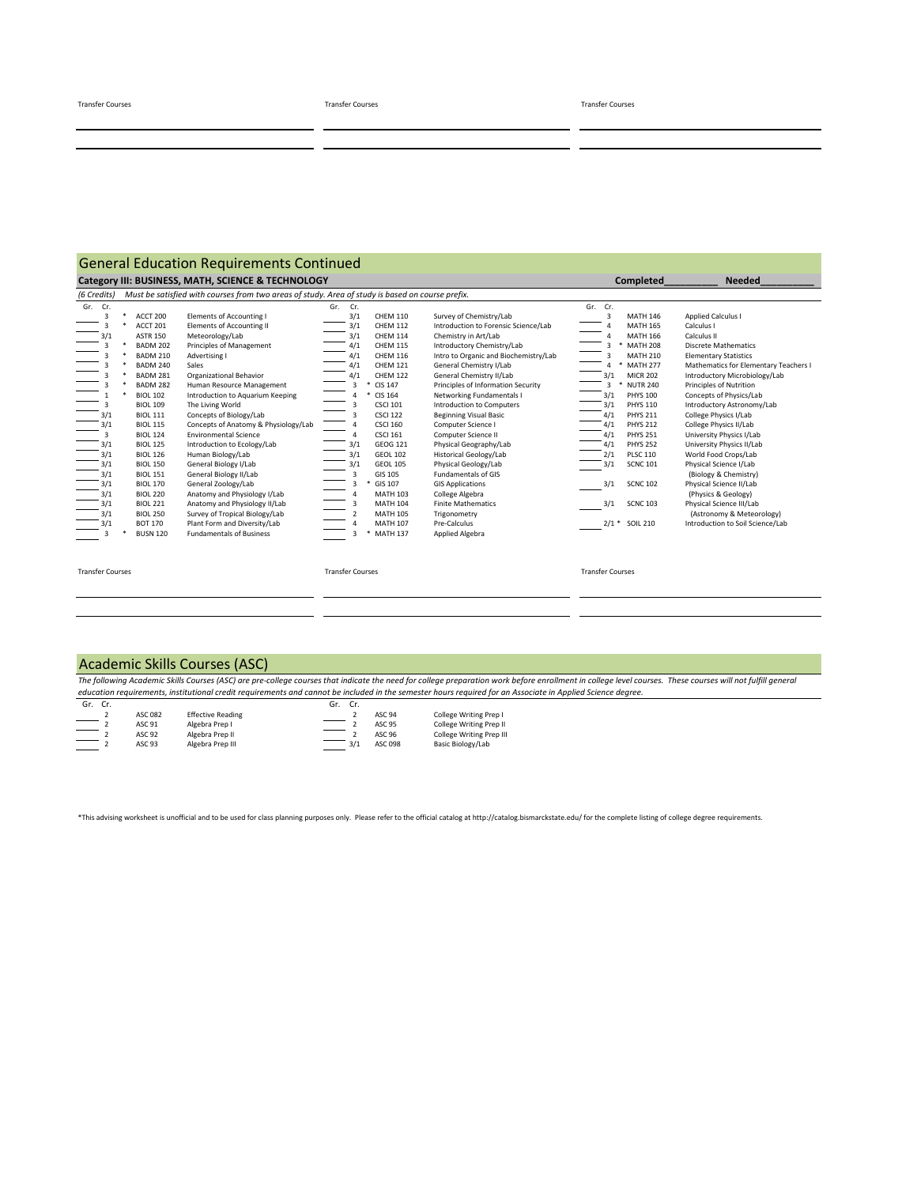Transfer Courses

Transfer Courses

Transfer Courses

## General Education Requirements Continued

### Category III: BUSINESS, MATH, SCIENCE & TECHNOLOGY

**Completed\_\_\_\_\_\_\_\_\_ Needed\_\_\_\_\_\_\_\_\_**

*(6 Credits)* *Must be satisfied with courses from two areas of study. Area of study is based on course prefix.*

| Gr. | Cr. | | Course | Title |
|---|---|---|---|---|
| | 3 | * | ACCT 200 | Elements of Accounting I |
| | 3 | * | ACCT 201 | Elements of Accounting II |
| | 3/1 | | ASTR 150 | Meteorology/Lab |
| | 3 | * | BADM 202 | Principles of Management |
| | 3 | * | BADM 210 | Advertising I |
| | 3 | * | BADM 240 | Sales |
| | 3 | * | BADM 281 | Organizational Behavior |
| | 3 | * | BADM 282 | Human Resource Management |
| | 1 | * | BIOL 102 | Introduction to Aquarium Keeping |
| | 3 | | BIOL 109 | The Living World |
| | 3/1 | | BIOL 111 | Concepts of Biology/Lab |
| | 3/1 | | BIOL 115 | Concepts of Anatomy & Physiology/Lab |
| | 3 | | BIOL 124 | Environmental Science |
| | 3/1 | | BIOL 125 | Introduction to Ecology/Lab |
| | 3/1 | | BIOL 126 | Human Biology/Lab |
| | 3/1 | | BIOL 150 | General Biology I/Lab |
| | 3/1 | | BIOL 151 | General Biology II/Lab |
| | 3/1 | | BIOL 170 | General Zoology/Lab |
| | 3/1 | | BIOL 220 | Anatomy and Physiology I/Lab |
| | 3/1 | | BIOL 221 | Anatomy and Physiology II/Lab |
| | 3/1 | | BIOL 250 | Survey of Tropical Biology/Lab |
| | 3/1 | | BOT 170 | Plant Form and Diversity/Lab |
| | 3 | * | BUSN 120 | Fundamentals of Business |
| | 3/1 | | CHEM 110 | Survey of Chemistry/Lab |
| | 3/1 | | CHEM 112 | Introduction to Forensic Science/Lab |
| | 3/1 | | CHEM 114 | Chemistry in Art/Lab |
| | 4/1 | | CHEM 115 | Introductory Chemistry/Lab |
| | 4/1 | | CHEM 116 | Intro to Organic and Biochemistry/Lab |
| | 4/1 | | CHEM 121 | General Chemistry I/Lab |
| | 4/1 | | CHEM 122 | General Chemistry II/Lab |
| | 3 | * | CIS 147 | Principles of Information Security |
| | 4 | * | CIS 164 | Networking Fundamentals I |
| | 3 | | CSCI 101 | Introduction to Computers |
| | 3 | | CSCI 122 | Beginning Visual Basic |
| | 4 | | CSCI 160 | Computer Science I |
| | 4 | | CSCI 161 | Computer Science II |
| | 3/1 | | GEOG 121 | Physical Geography/Lab |
| | 3/1 | | GEOL 102 | Historical Geology/Lab |
| | 3/1 | | GEOL 105 | Physical Geology/Lab |
| | 3 | | GIS 105 | Fundamentals of GIS |
| | 3 | * | GIS 107 | GIS Applications |
| | 4 | | MATH 103 | College Algebra |
| | 3 | | MATH 104 | Finite Mathematics |
| | 2 | | MATH 105 | Trigonometry |
| | 4 | | MATH 107 | Pre-Calculus |
| | 3 | * | MATH 137 | Applied Algebra |
| | 3 | | MATH 146 | Applied Calculus I |
| | 4 | | MATH 165 | Calculus I |
| | 4 | | MATH 166 | Calculus II |
| | 3 | * | MATH 208 | Discrete Mathematics |
| | 3 | | MATH 210 | Elementary Statistics |
| | 4 | * | MATH 277 | Mathematics for Elementary Teachers I |
| | 3/1 | | MICR 202 | Introductory Microbiology/Lab |
| | 3 | * | NUTR 240 | Principles of Nutrition |
| | 3/1 | | PHYS 100 | Concepts of Physics/Lab |
| | 3/1 | | PHYS 110 | Introductory Astronomy/Lab |
| | 4/1 | | PHYS 211 | College Physics I/Lab |
| | 4/1 | | PHYS 212 | College Physics II/Lab |
| | 4/1 | | PHYS 251 | University Physics I/Lab |
| | 4/1 | | PHYS 252 | University Physics II/Lab |
| | 2/1 | | PLSC 110 | World Food Crops/Lab |
| | 3/1 | | SCNC 101 | Physical Science I/Lab (Biology & Chemistry) |
| | 3/1 | | SCNC 102 | Physical Science II/Lab (Physics & Geology) |
| | 3/1 | | SCNC 103 | Physical Science III/Lab (Astronomy & Meteorology) |
| | 2/1 | * | SOIL 210 | Introduction to Soil Science/Lab |

Transfer Courses

Transfer Courses

Transfer Courses

## Academic Skills Courses (ASC)

*The following Academic Skills Courses (ASC) are pre-college courses that indicate the need for college preparation work before enrollment in college level courses. These courses will not fulfill general education requirements, institutional credit requirements and cannot be included in the semester hours required for an Associate in Applied Science degree.*

| Gr. | Cr. | Course | Title |
|---|---|---|---|
| | 2 | ASC 082 | Effective Reading |
| | 2 | ASC 91 | Algebra Prep I |
| | 2 | ASC 92 | Algebra Prep II |
| | 2 | ASC 93 | Algebra Prep III |
| | 2 | ASC 94 | College Writing Prep I |
| | 2 | ASC 95 | College Writing Prep II |
| | 2 | ASC 96 | College Writing Prep III |
| | 3/1 | ASC 098 | Basic Biology/Lab |

*This advising worksheet is unofficial and to be used for class planning purposes only. Please refer to the official catalog at http://catalog.bismarckstate.edu/ for the complete listing of college degree requirements.